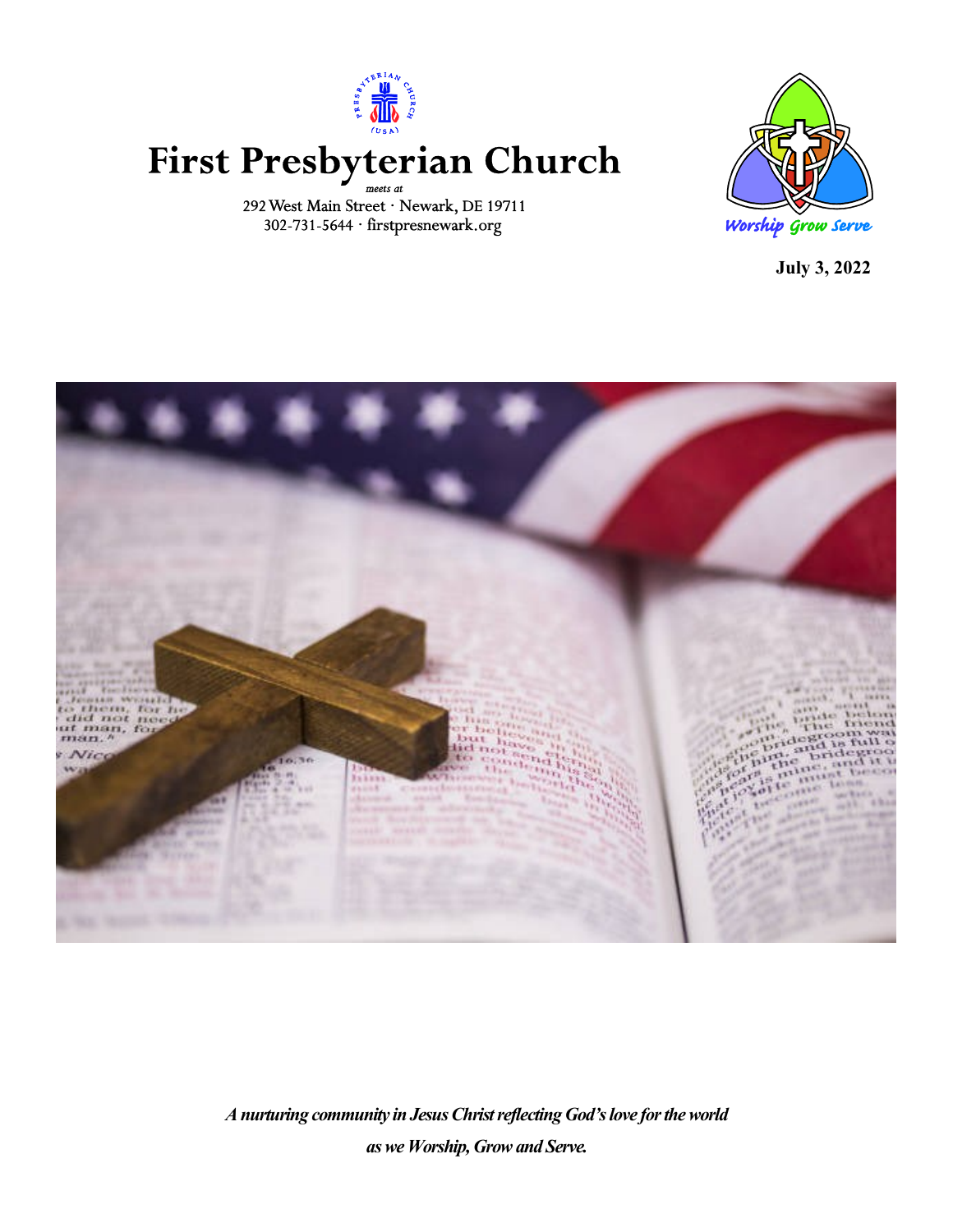# First Presbyterian Church

*meets at*

292 West Main Street · Newark, DE 19711

302-731-5644 · firstpresnewark.org

*Worship Grow Serve*

**July 3, 2022**

***A nurturing community in Jesus Christ reflecting God's love for the world as we Worship, Grow and Serve.***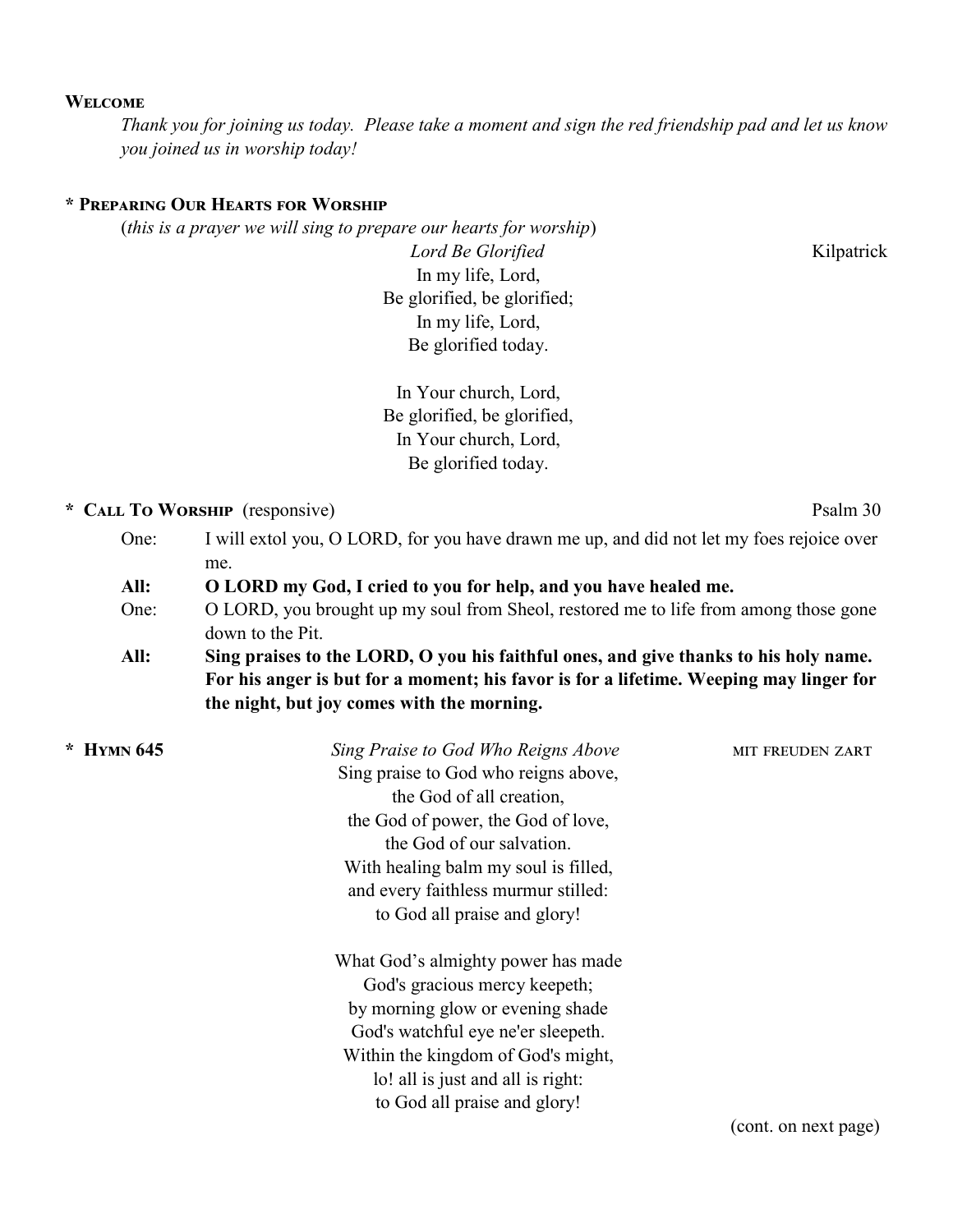## Welcome

*Thank you for joining us today. Please take a moment and sign the red friendship pad and let us know you joined us in worship today!*

## * Preparing Our Hearts for Worship

(*this is a prayer we will sing to prepare our hearts for worship*)

*Lord Be Glorified* — Kilpatrick

In my life, Lord,
Be glorified, be glorified;
In my life, Lord,
Be glorified today.

In Your church, Lord,
Be glorified, be glorified,
In Your church, Lord,
Be glorified today.

## * Call To Worship (responsive) — Psalm 30

One: I will extol you, O LORD, for you have drawn me up, and did not let my foes rejoice over me.

**All: O LORD my God, I cried to you for help, and you have healed me.**

One: O LORD, you brought up my soul from Sheol, restored me to life from among those gone down to the Pit.

**All: Sing praises to the LORD, O you his faithful ones, and give thanks to his holy name. For his anger is but for a moment; his favor is for a lifetime. Weeping may linger for the night, but joy comes with the morning.**

## * Hymn 645 — *Sing Praise to God Who Reigns Above* — MIT FREUDEN ZART

Sing praise to God who reigns above,
the God of all creation,
the God of power, the God of love,
the God of our salvation.
With healing balm my soul is filled,
and every faithless murmur stilled:
to God all praise and glory!

What God's almighty power has made
God's gracious mercy keepeth;
by morning glow or evening shade
God's watchful eye ne'er sleepeth.
Within the kingdom of God's might,
lo! all is just and all is right:
to God all praise and glory!

(cont. on next page)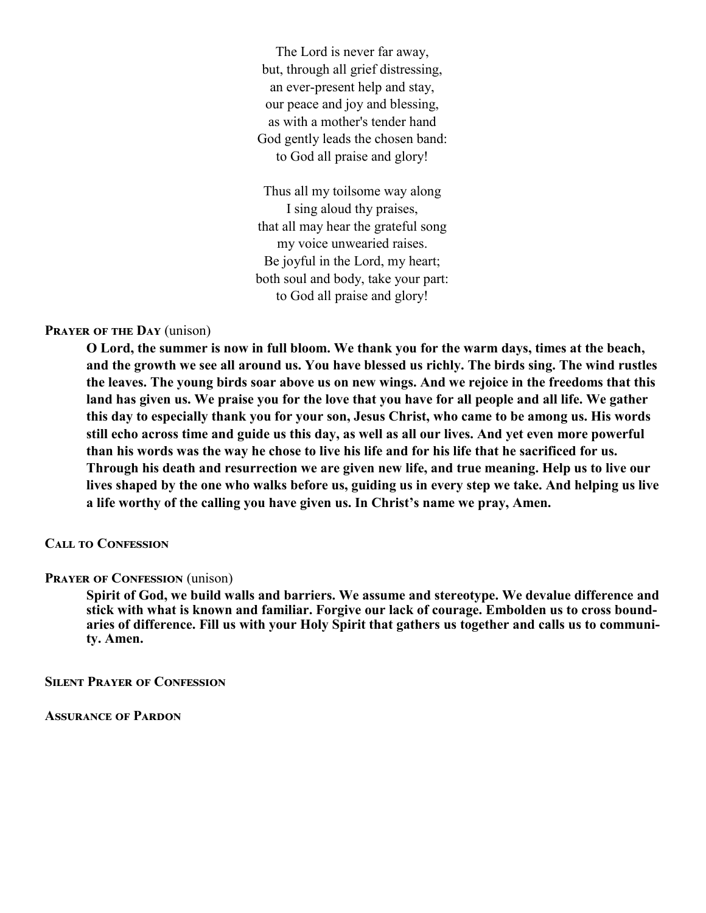The Lord is never far away,  
but, through all grief distressing,  
an ever-present help and stay,  
our peace and joy and blessing,  
as with a mother's tender hand  
God gently leads the chosen band:  
to God all praise and glory!

Thus all my toilsome way along  
I sing aloud thy praises,  
that all may hear the grateful song  
my voice unwearied raises.  
Be joyful in the Lord, my heart;  
both soul and body, take your part:  
to God all praise and glory!

**Prayer of the Day** (unison)

**O Lord, the summer is now in full bloom. We thank you for the warm days, times at the beach, and the growth we see all around us. You have blessed us richly. The birds sing. The wind rustles the leaves. The young birds soar above us on new wings. And we rejoice in the freedoms that this land has given us. We praise you for the love that you have for all people and all life. We gather this day to especially thank you for your son, Jesus Christ, who came to be among us. His words still echo across time and guide us this day, as well as all our lives. And yet even more powerful than his words was the way he chose to live his life and for his life that he sacrificed for us. Through his death and resurrection we are given new life, and true meaning. Help us to live our lives shaped by the one who walks before us, guiding us in every step we take. And helping us live a life worthy of the calling you have given us. In Christ's name we pray, Amen.**

**Call to Confession**

**Prayer of Confession** (unison)

**Spirit of God, we build walls and barriers. We assume and stereotype. We devalue difference and stick with what is known and familiar. Forgive our lack of courage. Embolden us to cross boundaries of difference. Fill us with your Holy Spirit that gathers us together and calls us to community. Amen.**

**Silent Prayer of Confession**

**Assurance of Pardon**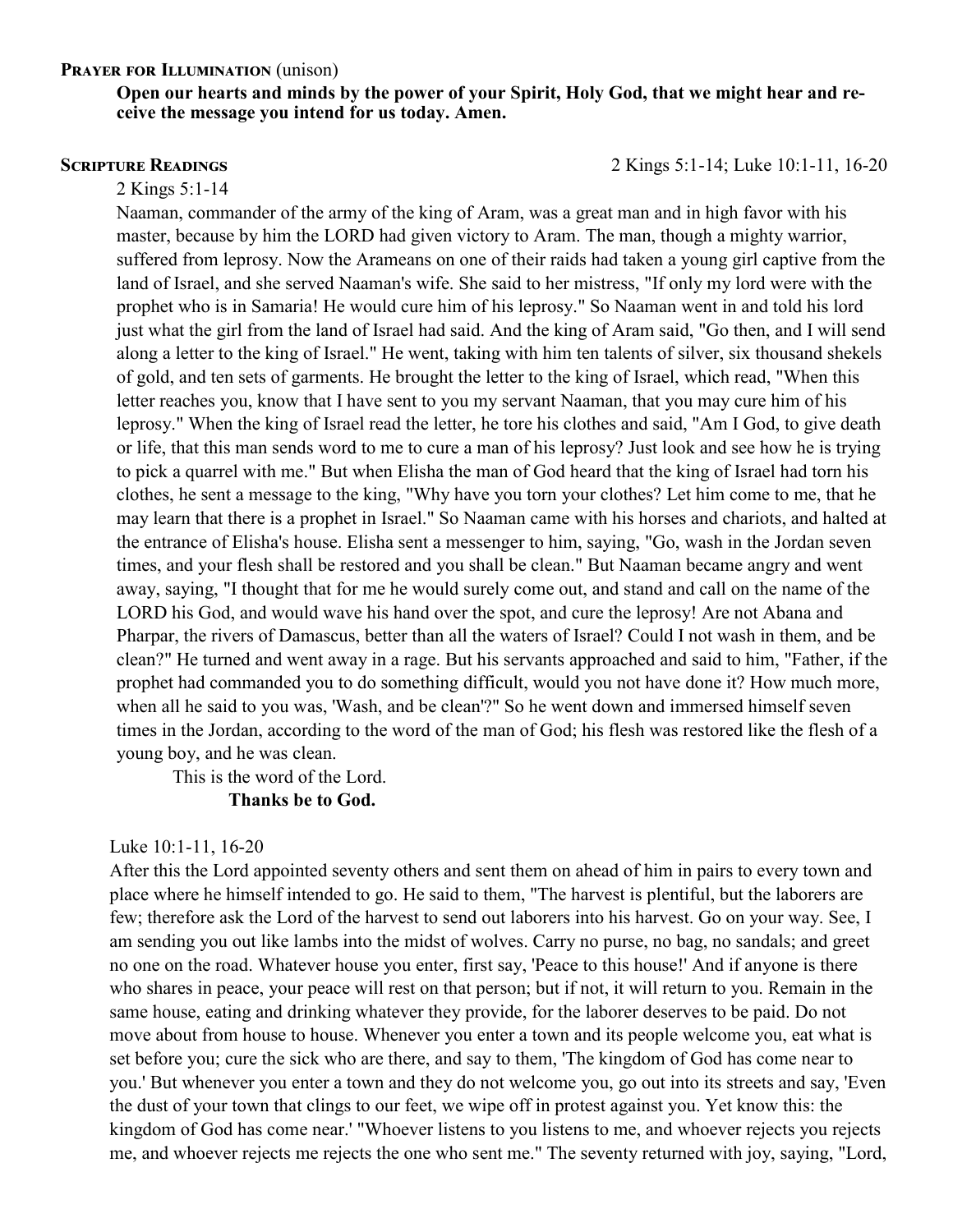**Prayer for Illumination** (unison)

**Open our hearts and minds by the power of your Spirit, Holy God, that we might hear and receive the message you intend for us today. Amen.**

**Scripture Readings** 2 Kings 5:1-14; Luke 10:1-11, 16-20

2 Kings 5:1-14

Naaman, commander of the army of the king of Aram, was a great man and in high favor with his master, because by him the LORD had given victory to Aram. The man, though a mighty warrior, suffered from leprosy. Now the Arameans on one of their raids had taken a young girl captive from the land of Israel, and she served Naaman's wife. She said to her mistress, "If only my lord were with the prophet who is in Samaria! He would cure him of his leprosy." So Naaman went in and told his lord just what the girl from the land of Israel had said. And the king of Aram said, "Go then, and I will send along a letter to the king of Israel." He went, taking with him ten talents of silver, six thousand shekels of gold, and ten sets of garments. He brought the letter to the king of Israel, which read, "When this letter reaches you, know that I have sent to you my servant Naaman, that you may cure him of his leprosy." When the king of Israel read the letter, he tore his clothes and said, "Am I God, to give death or life, that this man sends word to me to cure a man of his leprosy? Just look and see how he is trying to pick a quarrel with me." But when Elisha the man of God heard that the king of Israel had torn his clothes, he sent a message to the king, "Why have you torn your clothes? Let him come to me, that he may learn that there is a prophet in Israel." So Naaman came with his horses and chariots, and halted at the entrance of Elisha's house. Elisha sent a messenger to him, saying, "Go, wash in the Jordan seven times, and your flesh shall be restored and you shall be clean." But Naaman became angry and went away, saying, "I thought that for me he would surely come out, and stand and call on the name of the LORD his God, and would wave his hand over the spot, and cure the leprosy! Are not Abana and Pharpar, the rivers of Damascus, better than all the waters of Israel? Could I not wash in them, and be clean?" He turned and went away in a rage. But his servants approached and said to him, "Father, if the prophet had commanded you to do something difficult, would you not have done it? How much more, when all he said to you was, 'Wash, and be clean'?" So he went down and immersed himself seven times in the Jordan, according to the word of the man of God; his flesh was restored like the flesh of a young boy, and he was clean.

This is the word of the Lord.

**Thanks be to God.**

Luke 10:1-11, 16-20

After this the Lord appointed seventy others and sent them on ahead of him in pairs to every town and place where he himself intended to go. He said to them, "The harvest is plentiful, but the laborers are few; therefore ask the Lord of the harvest to send out laborers into his harvest. Go on your way. See, I am sending you out like lambs into the midst of wolves. Carry no purse, no bag, no sandals; and greet no one on the road. Whatever house you enter, first say, 'Peace to this house!' And if anyone is there who shares in peace, your peace will rest on that person; but if not, it will return to you. Remain in the same house, eating and drinking whatever they provide, for the laborer deserves to be paid. Do not move about from house to house. Whenever you enter a town and its people welcome you, eat what is set before you; cure the sick who are there, and say to them, 'The kingdom of God has come near to you.' But whenever you enter a town and they do not welcome you, go out into its streets and say, 'Even the dust of your town that clings to our feet, we wipe off in protest against you. Yet know this: the kingdom of God has come near.' "Whoever listens to you listens to me, and whoever rejects you rejects me, and whoever rejects me rejects the one who sent me." The seventy returned with joy, saying, "Lord,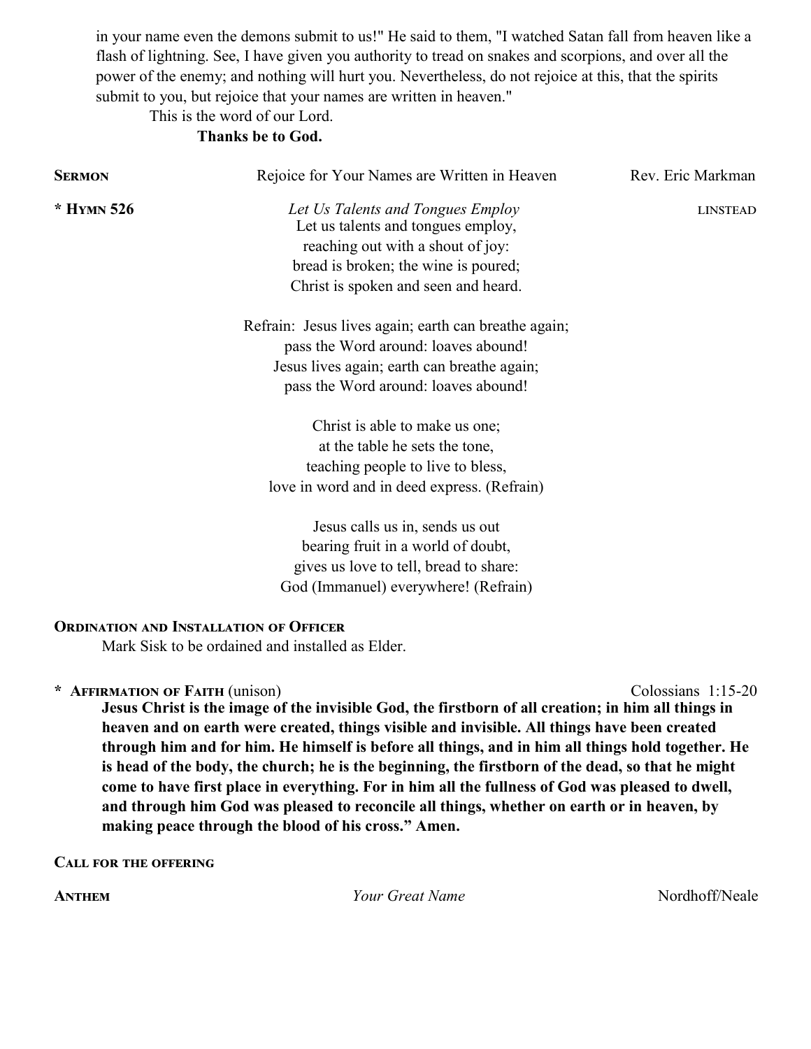in your name even the demons submit to us!" He said to them, "I watched Satan fall from heaven like a flash of lightning. See, I have given you authority to tread on snakes and scorpions, and over all the power of the enemy; and nothing will hurt you. Nevertheless, do not rejoice at this, that the spirits submit to you, but rejoice that your names are written in heaven."

This is the word of our Lord.

**Thanks be to God.**

**SERMON** Rejoice for Your Names are Written in Heaven Rev. Eric Markman

**\* HYMN 526** *Let Us Talents and Tongues Employ* LINSTEAD

Let us talents and tongues employ,
reaching out with a shout of joy:
bread is broken; the wine is poured;
Christ is spoken and seen and heard.

Refrain: Jesus lives again; earth can breathe again;
pass the Word around: loaves abound!
Jesus lives again; earth can breathe again;
pass the Word around: loaves abound!

Christ is able to make us one;
at the table he sets the tone,
teaching people to live to bless,
love in word and in deed express. (Refrain)

Jesus calls us in, sends us out
bearing fruit in a world of doubt,
gives us love to tell, bread to share:
God (Immanuel) everywhere! (Refrain)

**ORDINATION AND INSTALLATION OF OFFICER**

Mark Sisk to be ordained and installed as Elder.

**\* AFFIRMATION OF FAITH** (unison) Colossians 1:15-20

**Jesus Christ is the image of the invisible God, the firstborn of all creation; in him all things in heaven and on earth were created, things visible and invisible. All things have been created through him and for him. He himself is before all things, and in him all things hold together. He is head of the body, the church; he is the beginning, the firstborn of the dead, so that he might come to have first place in everything. For in him all the fullness of God was pleased to dwell, and through him God was pleased to reconcile all things, whether on earth or in heaven, by making peace through the blood of his cross." Amen.**

**CALL FOR THE OFFERING**

**ANTHEM** *Your Great Name* Nordhoff/Neale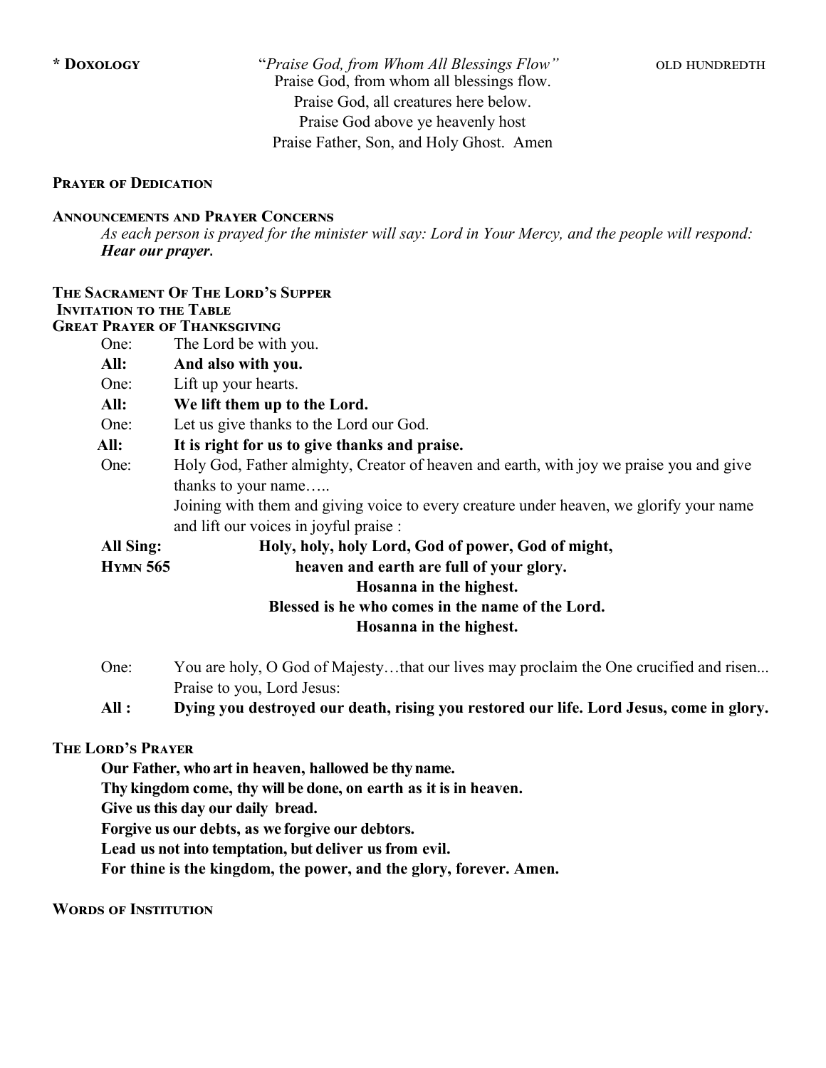**\* DOXOLOGY** "*Praise God, from Whom All Blessings Flow*" OLD HUNDREDTH

Praise God, from whom all blessings flow.
Praise God, all creatures here below.
Praise God above ye heavenly host
Praise Father, Son, and Holy Ghost. Amen

**PRAYER OF DEDICATION**

**ANNOUNCEMENTS AND PRAYER CONCERNS**

*As each person is prayed for the minister will say: Lord in Your Mercy, and the people will respond:* ***Hear our prayer.***

**THE SACRAMENT OF THE LORD'S SUPPER**

**INVITATION TO THE TABLE**

**GREAT PRAYER OF THANKSGIVING**

One: The Lord be with you.

**All: And also with you.**

One: Lift up your hearts.

**All: We lift them up to the Lord.**

One: Let us give thanks to the Lord our God.

**All: It is right for us to give thanks and praise.**

One: Holy God, Father almighty, Creator of heaven and earth, with joy we praise you and give thanks to your name…..
Joining with them and giving voice to every creature under heaven, we glorify your name and lift our voices in joyful praise :

**All Sing: HYMN 565**

**Holy, holy, holy Lord, God of power, God of might,**
**heaven and earth are full of your glory.**
**Hosanna in the highest.**
**Blessed is he who comes in the name of the Lord.**
**Hosanna in the highest.**

One: You are holy, O God of Majesty…that our lives may proclaim the One crucified and risen... Praise to you, Lord Jesus:

**All : Dying you destroyed our death, rising you restored our life. Lord Jesus, come in glory.**

**THE LORD'S PRAYER**

**Our Father, who art in heaven, hallowed be thy name.**
**Thy kingdom come, thy will be done, on earth as it is in heaven.**
**Give us this day our daily bread.**
**Forgive us our debts, as we forgive our debtors.**
**Lead us not into temptation, but deliver us from evil.**
**For thine is the kingdom, the power, and the glory, forever. Amen.**

**WORDS OF INSTITUTION**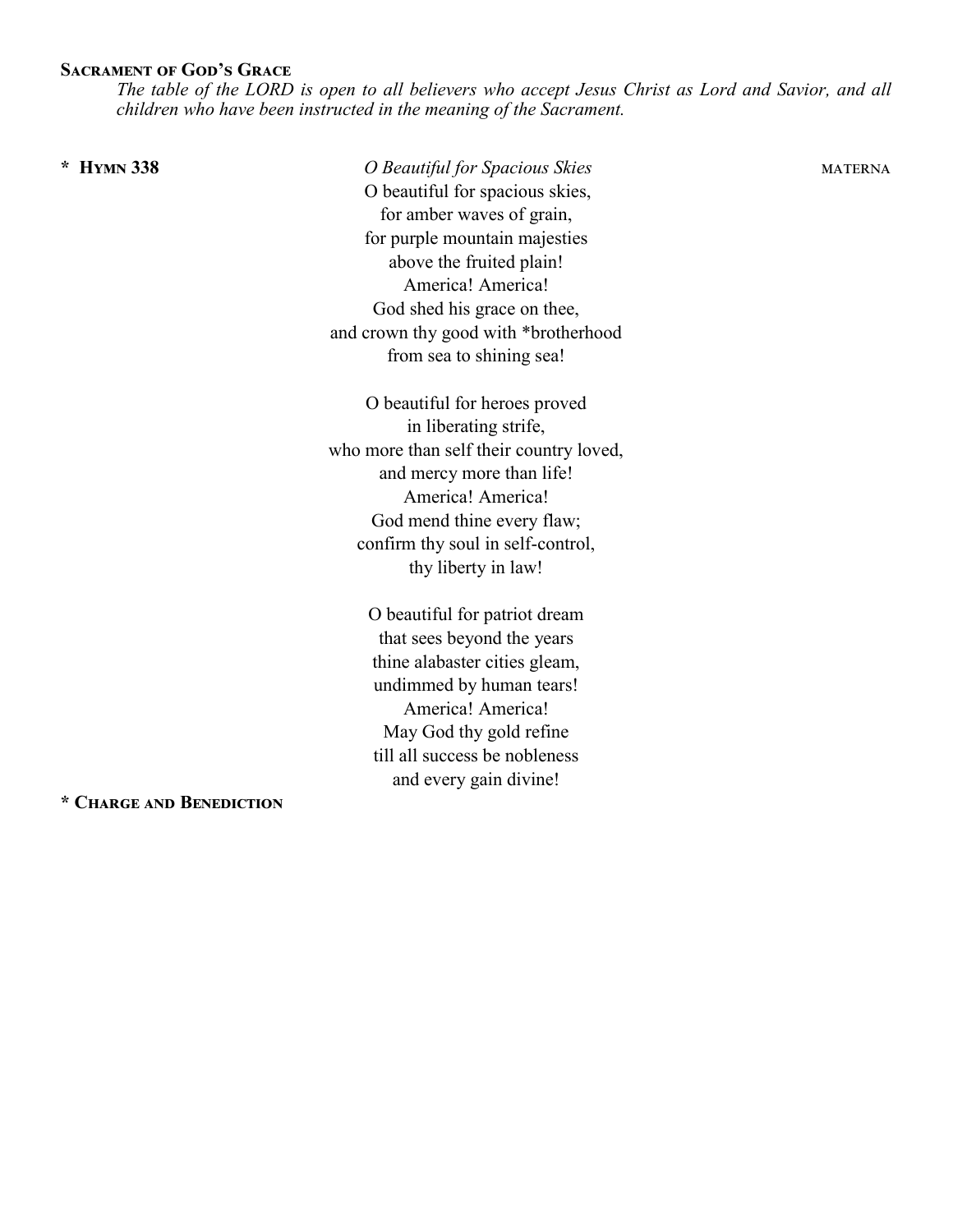**Sacrament of God's Grace**

*The table of the LORD is open to all believers who accept Jesus Christ as Lord and Savior, and all children who have been instructed in the meaning of the Sacrament.*

**\* Hymn 338** *O Beautiful for Spacious Skies* MATERNA

O beautiful for spacious skies,
for amber waves of grain,
for purple mountain majesties
above the fruited plain!
America! America!
God shed his grace on thee,
and crown thy good with *brotherhood
from sea to shining sea!

O beautiful for heroes proved
in liberating strife,
who more than self their country loved,
and mercy more than life!
America! America!
God mend thine every flaw;
confirm thy soul in self-control,
thy liberty in law!

O beautiful for patriot dream
that sees beyond the years
thine alabaster cities gleam,
undimmed by human tears!
America! America!
May God thy gold refine
till all success be nobleness
and every gain divine!

**\* Charge and Benediction**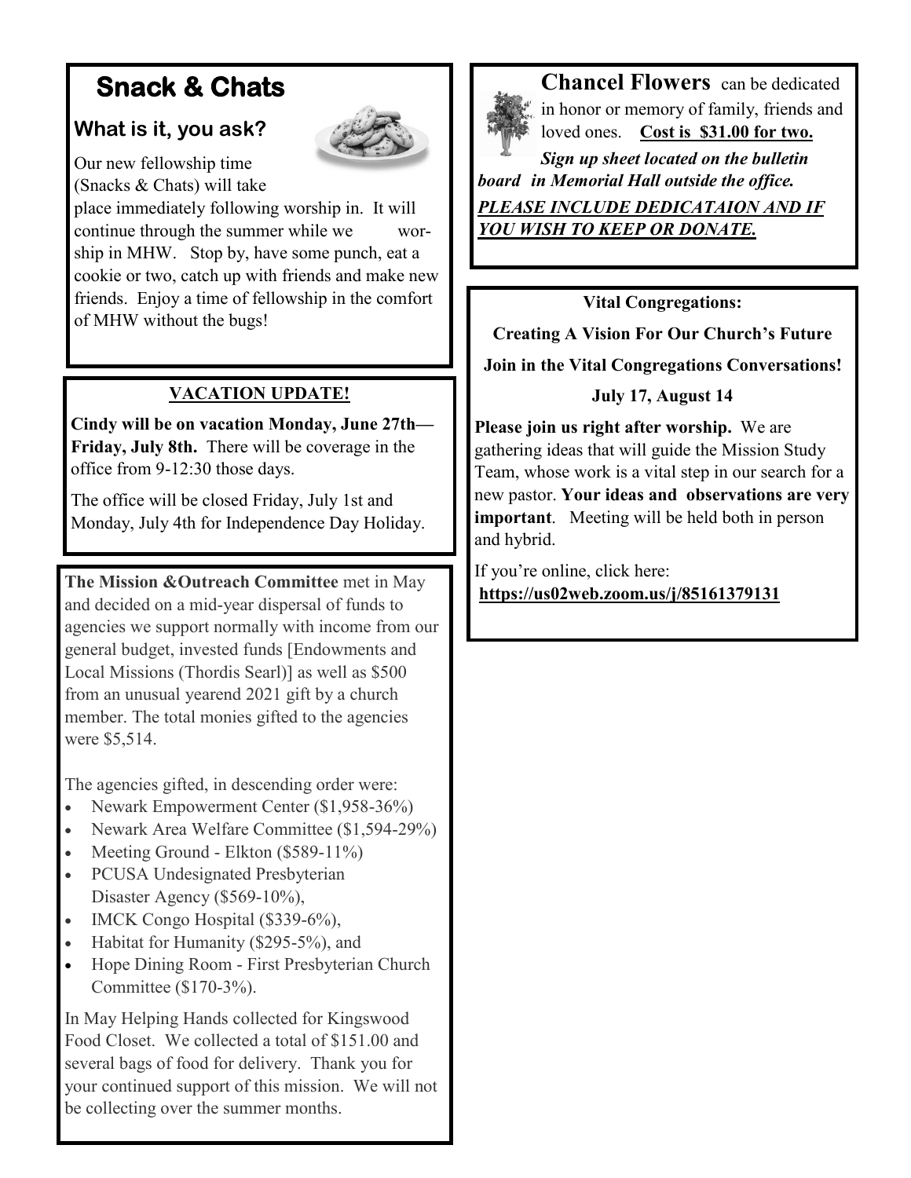# Snack & Chats

## What is it, you ask?

Our new fellowship time (Snacks & Chats) will take place immediately following worship in. It will continue through the summer while we worship in MHW. Stop by, have some punch, eat a cookie or two, catch up with friends and make new friends. Enjoy a time of fellowship in the comfort of MHW without the bugs!

---

**VACATION UPDATE!**

**Cindy will be on vacation Monday, June 27th—Friday, July 8th.** There will be coverage in the office from 9-12:30 those days.

The office will be closed Friday, July 1st and Monday, July 4th for Independence Day Holiday.

---

**The Mission &Outreach Committee** met in May and decided on a mid-year dispersal of funds to agencies we support normally with income from our general budget, invested funds [Endowments and Local Missions (Thordis Searl)] as well as $500 from an unusual yearend 2021 gift by a church member. The total monies gifted to the agencies were $5,514.

The agencies gifted, in descending order were:

- Newark Empowerment Center ($1,958-36%)
- Newark Area Welfare Committee ($1,594-29%)
- Meeting Ground - Elkton ($589-11%)
- PCUSA Undesignated Presbyterian Disaster Agency ($569-10%),
- IMCK Congo Hospital ($339-6%),
- Habitat for Humanity ($295-5%), and
- Hope Dining Room - First Presbyterian Church Committee ($170-3%).

In May Helping Hands collected for Kingswood Food Closet. We collected a total of $151.00 and several bags of food for delivery. Thank you for your continued support of this mission. We will not be collecting over the summer months.

---

**Chancel Flowers** can be dedicated in honor or memory of family, friends and loved ones. **Cost is $31.00 for two.**

***Sign up sheet located on the bulletin board in Memorial Hall outside the office.***

***PLEASE INCLUDE DEDICATAION AND IF YOU WISH TO KEEP OR DONATE.***

---

**Vital Congregations:**

**Creating A Vision For Our Church's Future**

**Join in the Vital Congregations Conversations!**

**July 17, August 14**

**Please join us right after worship.** We are gathering ideas that will guide the Mission Study Team, whose work is a vital step in our search for a new pastor. **Your ideas and observations are very important**. Meeting will be held both in person and hybrid.

If you're online, click here:
**https://us02web.zoom.us/j/85161379131**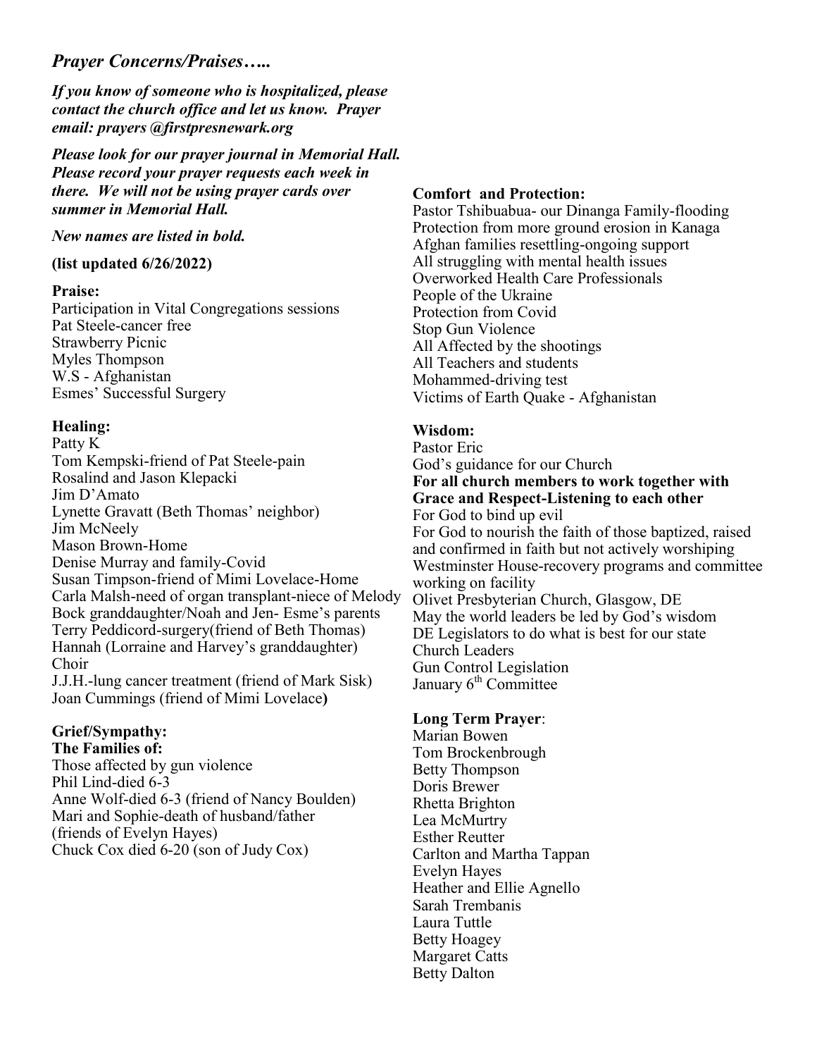## *Prayer Concerns/Praises…..*

***If you know of someone who is hospitalized, please contact the church office and let us know. Prayer email: prayers @firstpresnewark.org***

***Please look for our prayer journal in Memorial Hall. Please record your prayer requests each week in there. We will not be using prayer cards over summer in Memorial Hall.***

***New names are listed in bold.***

**(list updated 6/26/2022)**

**Praise:**

Participation in Vital Congregations sessions
Pat Steele-cancer free
Strawberry Picnic
Myles Thompson
W.S - Afghanistan
Esmes' Successful Surgery

**Healing:**

Patty K
Tom Kempski-friend of Pat Steele-pain
Rosalind and Jason Klepacki
Jim D'Amato
Lynette Gravatt (Beth Thomas' neighbor)
Jim McNeely
Mason Brown-Home
Denise Murray and family-Covid
Susan Timpson-friend of Mimi Lovelace-Home
Carla Malsh-need of organ transplant-niece of Melody Bock granddaughter/Noah and Jen- Esme's parents
Terry Peddicord-surgery(friend of Beth Thomas)
Hannah (Lorraine and Harvey's granddaughter)
Choir
J.J.H.-lung cancer treatment (friend of Mark Sisk)
Joan Cummings (friend of Mimi Lovelace**)**

**Grief/Sympathy:**
**The Families of:**

Those affected by gun violence
Phil Lind-died 6-3
Anne Wolf-died 6-3 (friend of Nancy Boulden)
Mari and Sophie-death of husband/father (friends of Evelyn Hayes)
Chuck Cox died 6-20 (son of Judy Cox)

**Comfort and Protection:**

Pastor Tshibuabua- our Dinanga Family-flooding
Protection from more ground erosion in Kanaga
Afghan families resettling-ongoing support
All struggling with mental health issues
Overworked Health Care Professionals
People of the Ukraine
Protection from Covid
Stop Gun Violence
All Affected by the shootings
All Teachers and students
Mohammed-driving test
Victims of Earth Quake - Afghanistan

**Wisdom:**

Pastor Eric
God's guidance for our Church
**For all church members to work together with Grace and Respect-Listening to each other**
For God to bind up evil
For God to nourish the faith of those baptized, raised and confirmed in faith but not actively worshiping
Westminster House-recovery programs and committee working on facility
Olivet Presbyterian Church, Glasgow, DE
May the world leaders be led by God's wisdom
DE Legislators to do what is best for our state
Church Leaders
Gun Control Legislation
January 6th Committee

**Long Term Prayer**:

Marian Bowen
Tom Brockenbrough
Betty Thompson
Doris Brewer
Rhetta Brighton
Lea McMurtry
Esther Reutter
Carlton and Martha Tappan
Evelyn Hayes
Heather and Ellie Agnello
Sarah Trembanis
Laura Tuttle
Betty Hoagey
Margaret Catts
Betty Dalton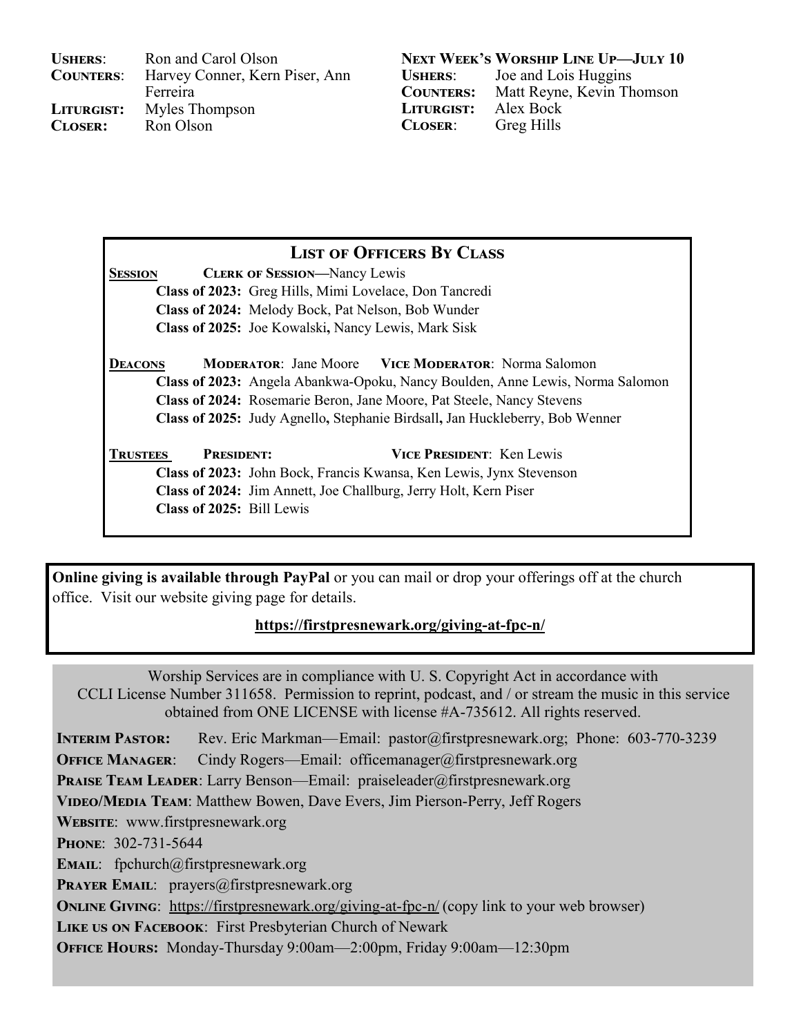**Ushers**: Ron and Carol Olson
**Counters**: Harvey Conner, Kern Piser, Ann Ferreira
**Liturgist:** Myles Thompson
**Closer:** Ron Olson

**Next Week's Worship Line Up—July 10**
**Ushers**: Joe and Lois Huggins
**Counters:** Matt Reyne, Kevin Thomson
**Liturgist:** Alex Bock
**Closer**: Greg Hills

## List of Officers By Class

**Session** — **Clerk of Session—**Nancy Lewis

- **Class of 2023:** Greg Hills, Mimi Lovelace, Don Tancredi
- **Class of 2024:** Melody Bock, Pat Nelson, Bob Wunder
- **Class of 2025:** Joe Kowalski**,** Nancy Lewis, Mark Sisk

**Deacons** — **Moderator**: Jane Moore — **Vice Moderator**: Norma Salomon

- **Class of 2023:** Angela Abankwa-Opoku, Nancy Boulden, Anne Lewis, Norma Salomon
- **Class of 2024:** Rosemarie Beron, Jane Moore, Pat Steele, Nancy Stevens
- **Class of 2025:** Judy Agnello**,** Stephanie Birdsall**,** Jan Huckleberry, Bob Wenner

**Trustees** — **President:** — **Vice President**: Ken Lewis

- **Class of 2023:** John Bock, Francis Kwansa, Ken Lewis, Jynx Stevenson
- **Class of 2024:** Jim Annett, Joe Challburg, Jerry Holt, Kern Piser
- **Class of 2025:** Bill Lewis

**Online giving is available through PayPal** or you can mail or drop your offerings off at the church office. Visit our website giving page for details.

**https://firstpresnewark.org/giving-at-fpc-n/**

Worship Services are in compliance with U. S. Copyright Act in accordance with CCLI License Number 311658. Permission to reprint, podcast, and / or stream the music in this service obtained from ONE LICENSE with license #A-735612. All rights reserved.

**Interim Pastor:** Rev. Eric Markman—Email: pastor@firstpresnewark.org; Phone: 603-770-3239
**Office Manager**: Cindy Rogers—Email: officemanager@firstpresnewark.org
**Praise Team Leader**: Larry Benson—Email: praiseleader@firstpresnewark.org
**Video/Media Team**: Matthew Bowen, Dave Evers, Jim Pierson-Perry, Jeff Rogers
**Website**: www.firstpresnewark.org
**Phone**: 302-731-5644
**Email**: fpchurch@firstpresnewark.org
**Prayer Email**: prayers@firstpresnewark.org
**Online Giving**: https://firstpresnewark.org/giving-at-fpc-n/ (copy link to your web browser)
**Like us on Facebook**: First Presbyterian Church of Newark
**Office Hours:** Monday-Thursday 9:00am—2:00pm, Friday 9:00am—12:30pm